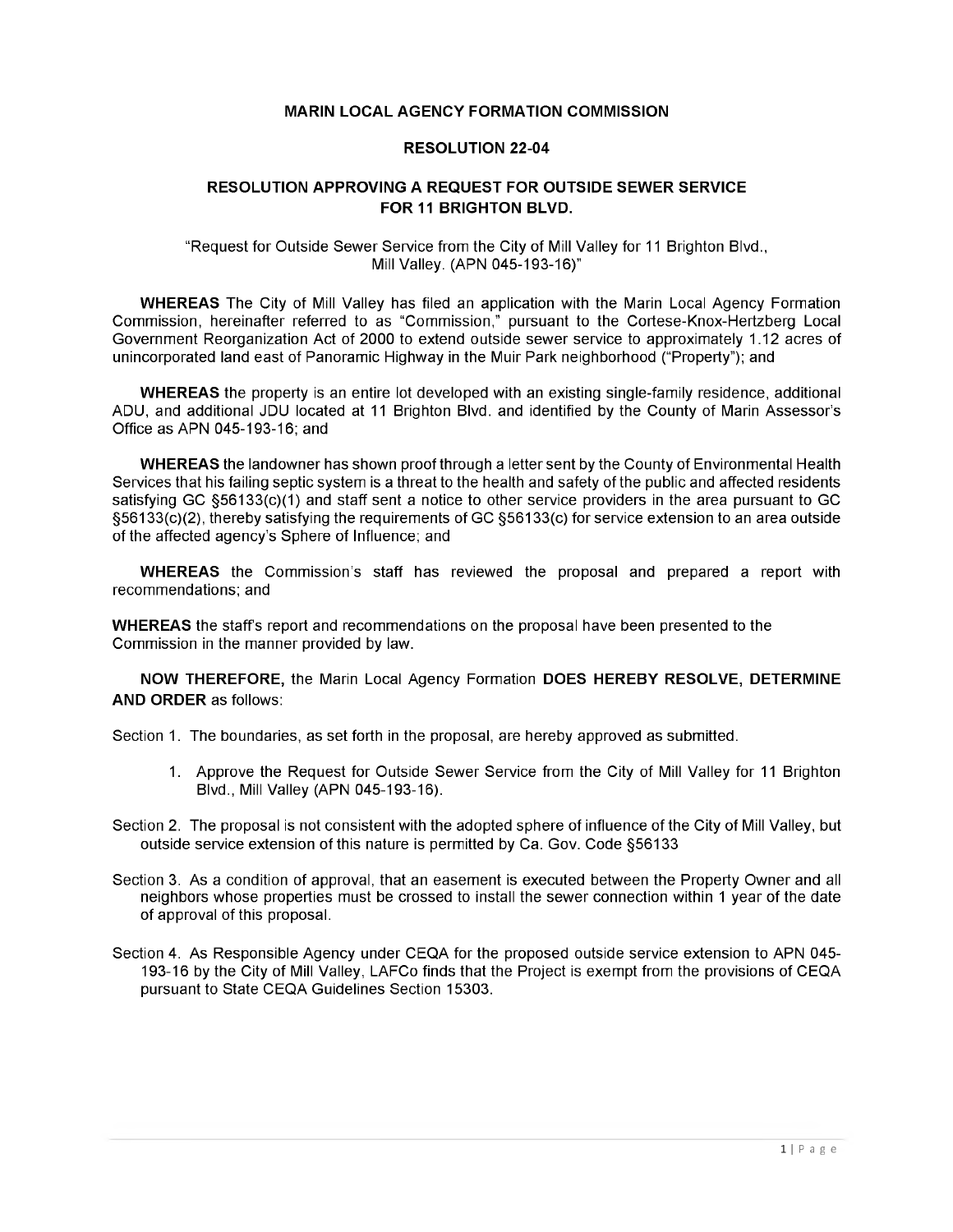**MARIN LOCAL AGENCY FORMATION COMMISSION**

**RESOLUTION 22-04**

**RESOLUTION APPROVING A REQUEST FOR OUTSIDE SEWER SERVICE FOR 11 BRIGHTON BLVD.**

"Request for Outside Sewer Service from the City of Mill Valley for 11 Brighton Blvd., Mill Valley. (APN 045-193-16)"

**WHEREAS** The City of Mill Valley has filed an application with the Marin Local Agency Formation Commission, hereinafter referred to as "Commission," pursuant to the Cortese-Knox-Hertzberg Local Government Reorganization Act of 2000 to extend outside sewer service to approximately 1.12 acres of unincorporated land east of Panoramic Highway in the Muir Park neighborhood ("Property"); and

**WHEREAS** the property is an entire lot developed with an existing single-family residence, additional ADU, and additional JDU located at 11 Brighton Blvd. and identified by the County of Marin Assessor's Office as APN 045-193-16; and

**WHEREAS** the landowner has shown proof through a letter sent by the County of Environmental Health Services that his failing septic system is a threat to the health and safety of the public and affected residents satisfying GC §56133(c)(1) and staff sent a notice to other service providers in the area pursuant to GC §56133(c)(2), thereby satisfying the requirements of GC §56133(c) for service extension to an area outside of the affected agency's Sphere of Influence; and

**WHEREAS** the Commission's staff has reviewed the proposal and prepared a report with recommendations; and

**WHEREAS** the staff's report and recommendations on the proposal have been presented to the Commission in the manner provided by law.

**NOW THEREFORE,** the Marin Local Agency Formation **DOES HEREBY RESOLVE, DETERMINE AND ORDER** as follows:

Section 1. The boundaries, as set forth in the proposal, are hereby approved as submitted.

1. Approve the Request for Outside Sewer Service from the City of Mill Valley for 11 Brighton Blvd., Mill Valley (APN 045-193-16).

Section 2. The proposal is not consistent with the adopted sphere of influence of the City of Mill Valley, but outside service extension of this nature is permitted by Ca. Gov. Code §56133

Section 3. As a condition of approval, that an easement is executed between the Property Owner and all neighbors whose properties must be crossed to install the sewer connection within 1 year of the date of approval of this proposal.

Section 4. As Responsible Agency under CEQA for the proposed outside service extension to APN 045-193-16 by the City of Mill Valley, LAFCo finds that the Project is exempt from the provisions of CEQA pursuant to State CEQA Guidelines Section 15303.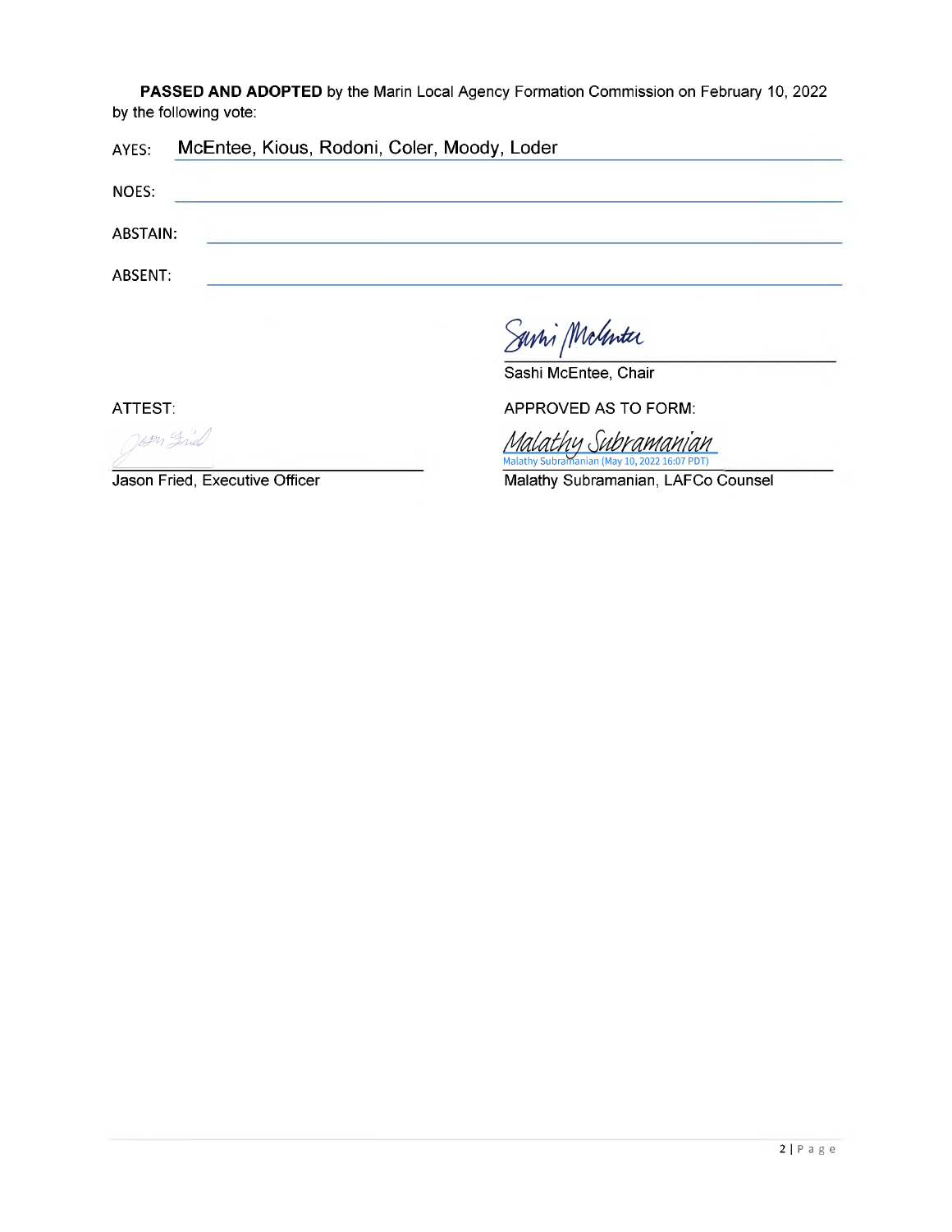**PASSED AND ADOPTED** by the Marin Local Agency Formation Commission on February 10, 2022 by the following vote:

AYES: McEntee, Kious, Rodoni, Coler, Moody, Loder

NOES:

ABSTAIN:

ABSENT:

Sashi McEntee, Chair

ATTEST:

Jason Fried, Executive Officer

APPROVED AS TO FORM:

Malathy Subramanian (May 10, 2022 16:07 PDT)

Malathy Subramanian, LAFCo Counsel